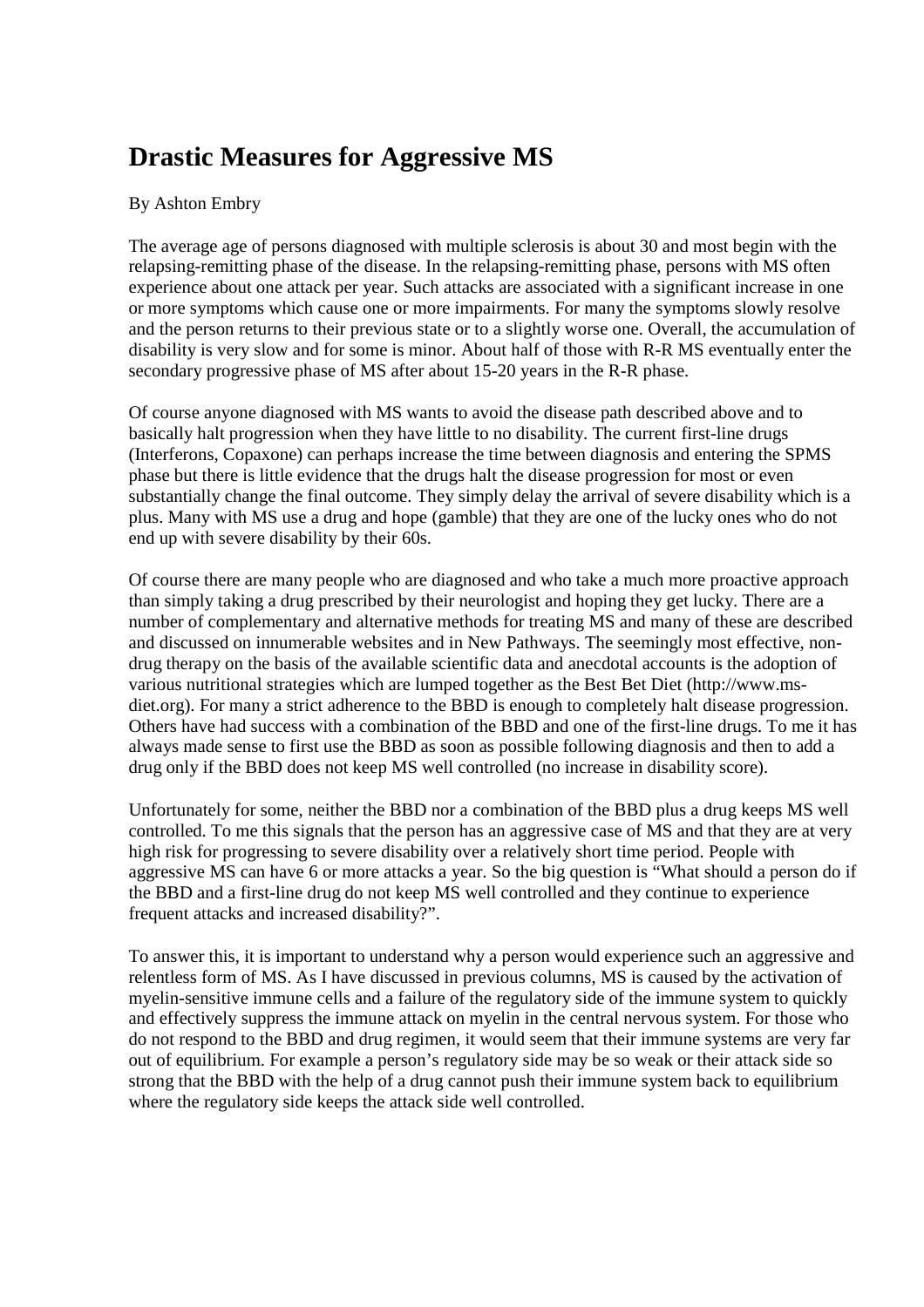# Drastic Measures for Aggressive MS

By Ashton Embry

The average age of persons diagnosed with multiple sclerosis is about 30 and most begin with the relapsing-remitting phase of the disease. In the relapsing-remitting phase, persons with MS often experience about one attack per year. Such attacks are associated with a significant increase in one or more symptoms which cause one or more impairments. For many the symptoms slowly resolve and the person returns to their previous state or to a slightly worse one. Overall, the accumulation of disability is very slow and for some is minor. About half of those with R-R MS eventually enter the secondary progressive phase of MS after about 15-20 years in the R-R phase.

Of course anyone diagnosed with MS wants to avoid the disease path described above and to basically halt progression when they have little to no disability. The current first-line drugs (Interferons, Copaxone) can perhaps increase the time between diagnosis and entering the SPMS phase but there is little evidence that the drugs halt the disease progression for most or even substantially change the final outcome. They simply delay the arrival of severe disability which is a plus. Many with MS use a drug and hope (gamble) that they are one of the lucky ones who do not end up with severe disability by their 60s.

Of course there are many people who are diagnosed and who take a much more proactive approach than simply taking a drug prescribed by their neurologist and hoping they get lucky. There are a number of complementary and alternative methods for treating MS and many of these are described and discussed on innumerable websites and in New Pathways. The seemingly most effective, non-drug therapy on the basis of the available scientific data and anecdotal accounts is the adoption of various nutritional strategies which are lumped together as the Best Bet Diet (http://www.ms-diet.org). For many a strict adherence to the BBD is enough to completely halt disease progression. Others have had success with a combination of the BBD and one of the first-line drugs. To me it has always made sense to first use the BBD as soon as possible following diagnosis and then to add a drug only if the BBD does not keep MS well controlled (no increase in disability score).

Unfortunately for some, neither the BBD nor a combination of the BBD plus a drug keeps MS well controlled. To me this signals that the person has an aggressive case of MS and that they are at very high risk for progressing to severe disability over a relatively short time period. People with aggressive MS can have 6 or more attacks a year. So the big question is "What should a person do if the BBD and a first-line drug do not keep MS well controlled and they continue to experience frequent attacks and increased disability?".

To answer this, it is important to understand why a person would experience such an aggressive and relentless form of MS. As I have discussed in previous columns, MS is caused by the activation of myelin-sensitive immune cells and a failure of the regulatory side of the immune system to quickly and effectively suppress the immune attack on myelin in the central nervous system. For those who do not respond to the BBD and drug regimen, it would seem that their immune systems are very far out of equilibrium. For example a person's regulatory side may be so weak or their attack side so strong that the BBD with the help of a drug cannot push their immune system back to equilibrium where the regulatory side keeps the attack side well controlled.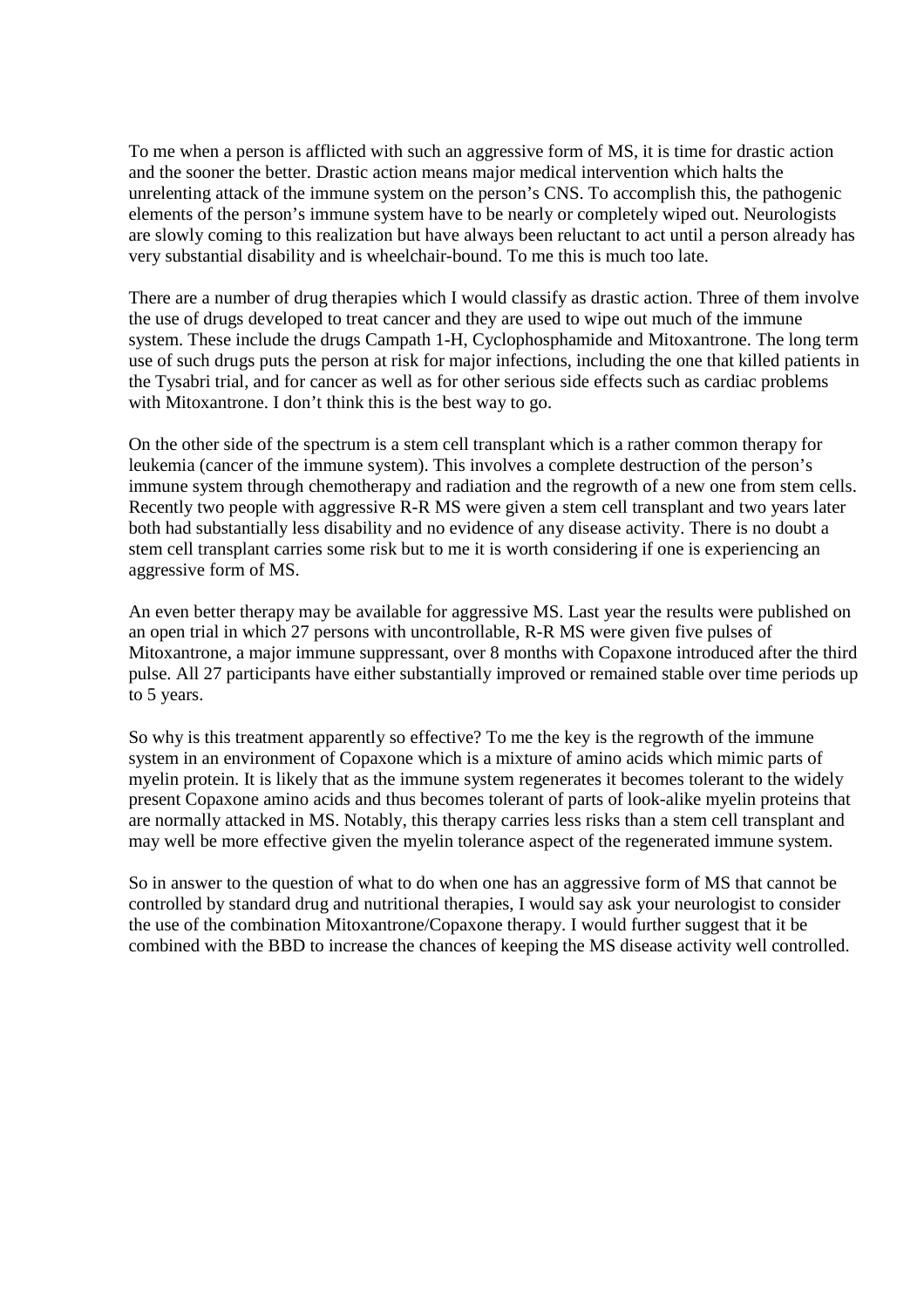To me when a person is afflicted with such an aggressive form of MS, it is time for drastic action and the sooner the better. Drastic action means major medical intervention which halts the unrelenting attack of the immune system on the person's CNS. To accomplish this, the pathogenic elements of the person's immune system have to be nearly or completely wiped out. Neurologists are slowly coming to this realization but have always been reluctant to act until a person already has very substantial disability and is wheelchair-bound. To me this is much too late.

There are a number of drug therapies which I would classify as drastic action. Three of them involve the use of drugs developed to treat cancer and they are used to wipe out much of the immune system. These include the drugs Campath 1-H, Cyclophosphamide and Mitoxantrone. The long term use of such drugs puts the person at risk for major infections, including the one that killed patients in the Tysabri trial, and for cancer as well as for other serious side effects such as cardiac problems with Mitoxantrone. I don't think this is the best way to go.

On the other side of the spectrum is a stem cell transplant which is a rather common therapy for leukemia (cancer of the immune system). This involves a complete destruction of the person's immune system through chemotherapy and radiation and the regrowth of a new one from stem cells. Recently two people with aggressive R-R MS were given a stem cell transplant and two years later both had substantially less disability and no evidence of any disease activity. There is no doubt a stem cell transplant carries some risk but to me it is worth considering if one is experiencing an aggressive form of MS.

An even better therapy may be available for aggressive MS. Last year the results were published on an open trial in which 27 persons with uncontrollable, R-R MS were given five pulses of Mitoxantrone, a major immune suppressant, over 8 months with Copaxone introduced after the third pulse. All 27 participants have either substantially improved or remained stable over time periods up to 5 years.

So why is this treatment apparently so effective? To me the key is the regrowth of the immune system in an environment of Copaxone which is a mixture of amino acids which mimic parts of myelin protein. It is likely that as the immune system regenerates it becomes tolerant to the widely present Copaxone amino acids and thus becomes tolerant of parts of look-alike myelin proteins that are normally attacked in MS. Notably, this therapy carries less risks than a stem cell transplant and may well be more effective given the myelin tolerance aspect of the regenerated immune system.

So in answer to the question of what to do when one has an aggressive form of MS that cannot be controlled by standard drug and nutritional therapies, I would say ask your neurologist to consider the use of the combination Mitoxantrone/Copaxone therapy. I would further suggest that it be combined with the BBD to increase the chances of keeping the MS disease activity well controlled.